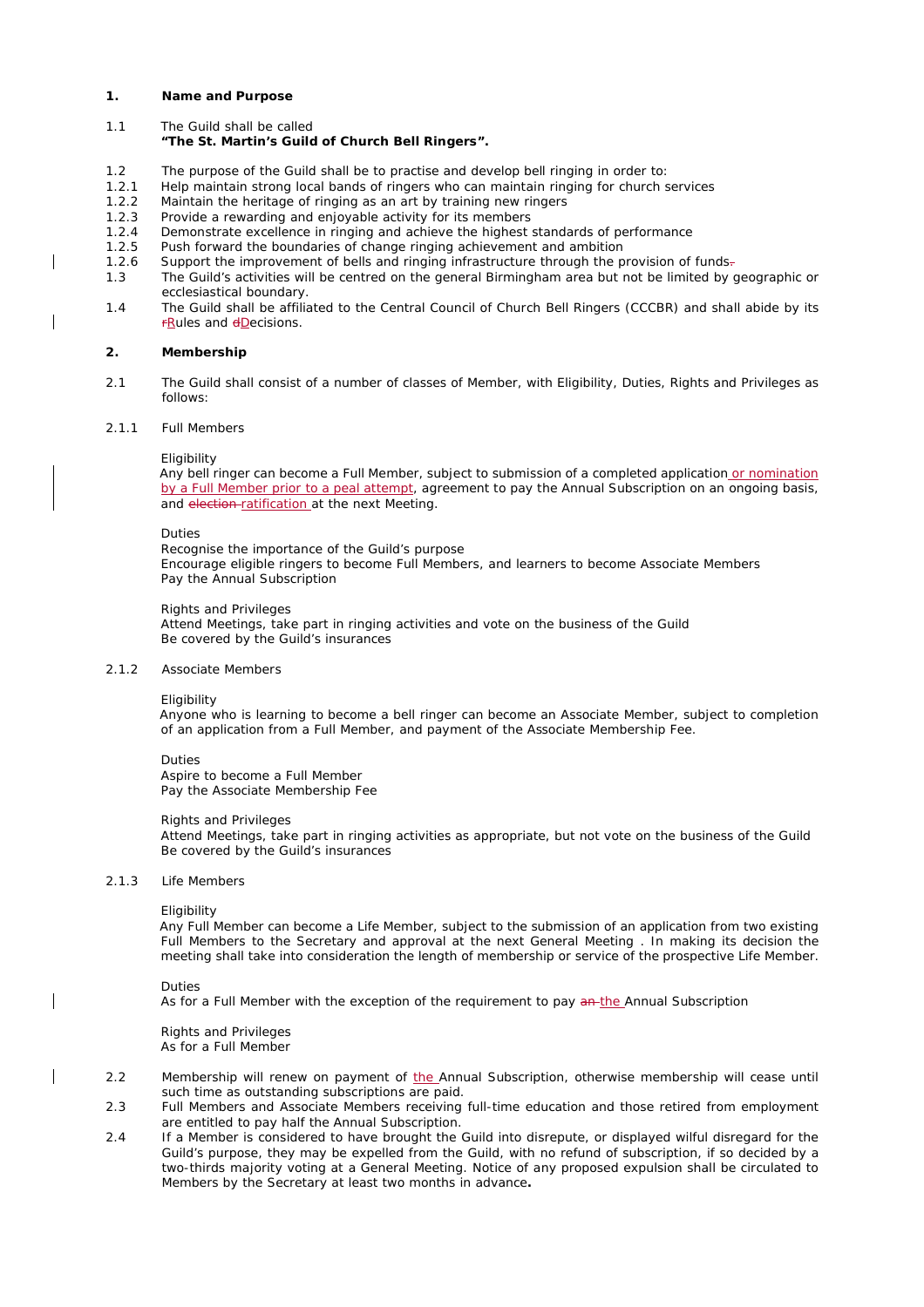## 1. Name and Purpose

1.1 The Guild shall be called
**"The St. Martin's Guild of Church Bell Ringers".**

1.2 The purpose of the Guild shall be to practise and develop bell ringing in order to:

1.2.1 Help maintain strong local bands of ringers who can maintain ringing for church services

1.2.2 Maintain the heritage of ringing as an art by training new ringers

1.2.3 Provide a rewarding and enjoyable activity for its members

1.2.4 Demonstrate excellence in ringing and achieve the highest standards of performance

1.2.5 Push forward the boundaries of change ringing achievement and ambition

1.2.6 Support the improvement of bells and ringing infrastructure through the provision of funds~~.~~

1.3 The Guild's activities will be centred on the general Birmingham area but not be limited by geographic or ecclesiastical boundary.

1.4 The Guild shall be affiliated to the Central Council of Church Bell Ringers (CCCBR) and shall abide by its ~~r~~Rules and ~~d~~Decisions.

## 2. Membership

2.1 The Guild shall consist of a number of classes of Member, with Eligibility, Duties, Rights and Privileges as follows:

2.1.1 Full Members

Eligibility
Any bell ringer can become a Full Member, subject to submission of a completed application or nomination by a Full Member prior to a peal attempt, agreement to pay the Annual Subscription on an ongoing basis, and ~~election~~ ratification at the next Meeting.

Duties
Recognise the importance of the Guild's purpose
Encourage eligible ringers to become Full Members, and learners to become Associate Members
Pay the Annual Subscription

Rights and Privileges
Attend Meetings, take part in ringing activities and vote on the business of the Guild
Be covered by the Guild's insurances

2.1.2 Associate Members

Eligibility
Anyone who is learning to become a bell ringer can become an Associate Member, subject to completion of an application from a Full Member, and payment of the Associate Membership Fee.

Duties
Aspire to become a Full Member
Pay the Associate Membership Fee

Rights and Privileges
Attend Meetings, take part in ringing activities as appropriate, but not vote on the business of the Guild
Be covered by the Guild's insurances

2.1.3 Life Members

Eligibility
Any Full Member can become a Life Member, subject to the submission of an application from two existing Full Members to the Secretary and approval at the next General Meeting . In making its decision the meeting shall take into consideration the length of membership or service of the prospective Life Member.

Duties
As for a Full Member with the exception of the requirement to pay ~~an~~ the Annual Subscription

Rights and Privileges
As for a Full Member

2.2 Membership will renew on payment of the Annual Subscription, otherwise membership will cease until such time as outstanding subscriptions are paid.

2.3 Full Members and Associate Members receiving full-time education and those retired from employment are entitled to pay half the Annual Subscription.

2.4 If a Member is considered to have brought the Guild into disrepute, or displayed wilful disregard for the Guild's purpose, they may be expelled from the Guild, with no refund of subscription, if so decided by a two-thirds majority voting at a General Meeting. Notice of any proposed expulsion shall be circulated to Members by the Secretary at least two months in advance**.**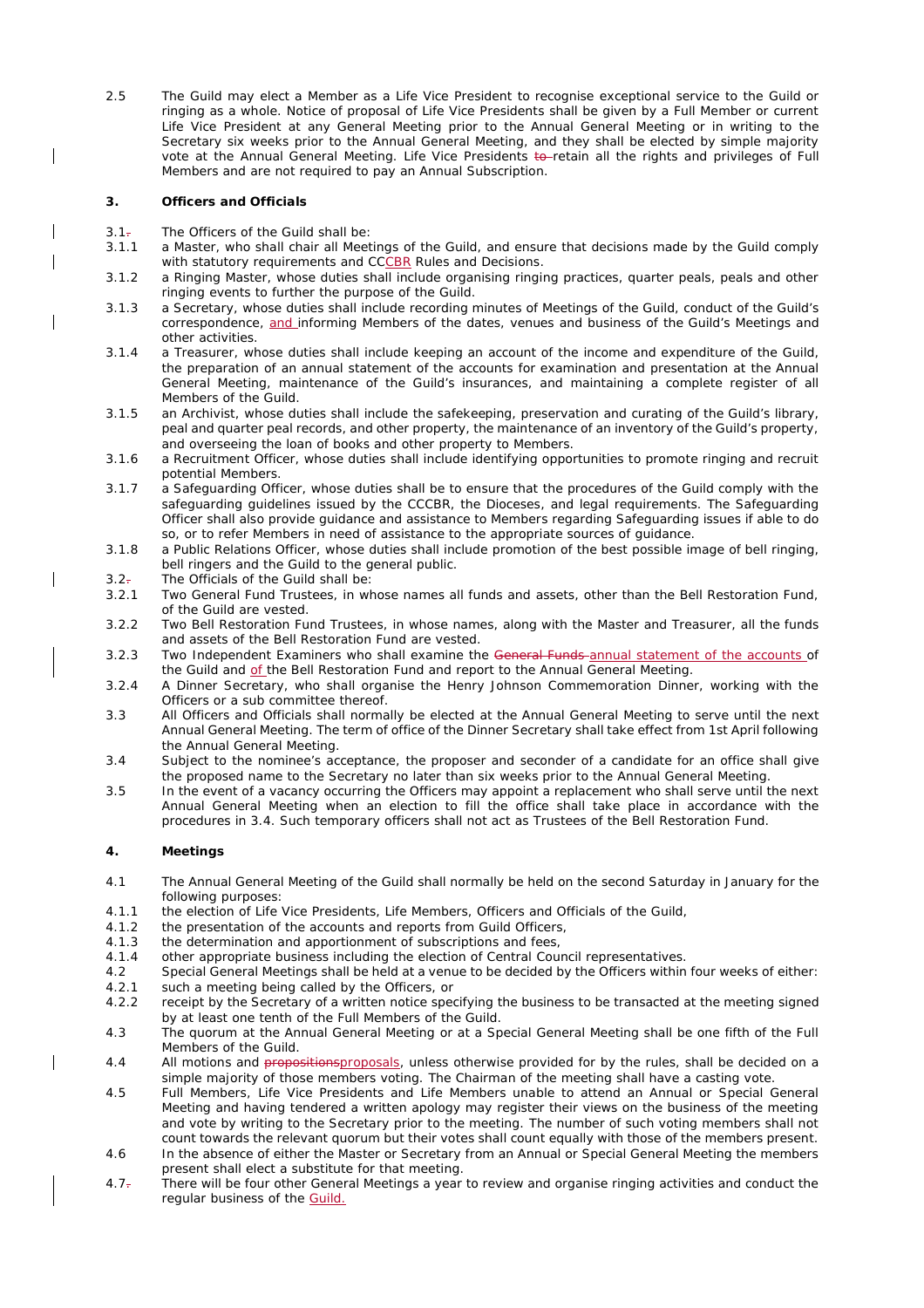2.5 The Guild may elect a Member as a Life Vice President to recognise exceptional service to the Guild or ringing as a whole. Notice of proposal of Life Vice Presidents shall be given by a Full Member or current Life Vice President at any General Meeting prior to the Annual General Meeting or in writing to the Secretary six weeks prior to the Annual General Meeting, and they shall be elected by simple majority vote at the Annual General Meeting. Life Vice Presidents ~~to~~ retain all the rights and privileges of Full Members and are not required to pay an Annual Subscription.

### 3. Officers and Officials

3.1 The Officers of the Guild shall be:

3.1.1 a Master, who shall chair all Meetings of the Guild, and ensure that decisions made by the Guild comply with statutory requirements and CCCBR Rules and Decisions.

3.1.2 a Ringing Master, whose duties shall include organising ringing practices, quarter peals, peals and other ringing events to further the purpose of the Guild.

3.1.3 a Secretary, whose duties shall include recording minutes of Meetings of the Guild, conduct of the Guild's correspondence, and informing Members of the dates, venues and business of the Guild's Meetings and other activities.

3.1.4 a Treasurer, whose duties shall include keeping an account of the income and expenditure of the Guild, the preparation of an annual statement of the accounts for examination and presentation at the Annual General Meeting, maintenance of the Guild's insurances, and maintaining a complete register of all Members of the Guild.

3.1.5 an Archivist, whose duties shall include the safekeeping, preservation and curating of the Guild's library, peal and quarter peal records, and other property, the maintenance of an inventory of the Guild's property, and overseeing the loan of books and other property to Members.

3.1.6 a Recruitment Officer, whose duties shall include identifying opportunities to promote ringing and recruit potential Members.

3.1.7 a Safeguarding Officer, whose duties shall be to ensure that the procedures of the Guild comply with the safeguarding guidelines issued by the CCCBR, the Dioceses, and legal requirements. The Safeguarding Officer shall also provide guidance and assistance to Members regarding Safeguarding issues if able to do so, or to refer Members in need of assistance to the appropriate sources of guidance.

3.1.8 a Public Relations Officer, whose duties shall include promotion of the best possible image of bell ringing, bell ringers and the Guild to the general public.

3.2 The Officials of the Guild shall be:

3.2.1 Two General Fund Trustees, in whose names all funds and assets, other than the Bell Restoration Fund, of the Guild are vested.

3.2.2 Two Bell Restoration Fund Trustees, in whose names, along with the Master and Treasurer, all the funds and assets of the Bell Restoration Fund are vested.

3.2.3 Two Independent Examiners who shall examine the ~~General Funds~~ annual statement of the accounts of the Guild and of the Bell Restoration Fund and report to the Annual General Meeting.

3.2.4 A Dinner Secretary, who shall organise the Henry Johnson Commemoration Dinner, working with the Officers or a sub committee thereof.

3.3 All Officers and Officials shall normally be elected at the Annual General Meeting to serve until the next Annual General Meeting. The term of office of the Dinner Secretary shall take effect from 1st April following the Annual General Meeting.

3.4 Subject to the nominee's acceptance, the proposer and seconder of a candidate for an office shall give the proposed name to the Secretary no later than six weeks prior to the Annual General Meeting.

3.5 In the event of a vacancy occurring the Officers may appoint a replacement who shall serve until the next Annual General Meeting when an election to fill the office shall take place in accordance with the procedures in 3.4. Such temporary officers shall not act as Trustees of the Bell Restoration Fund.

### 4. Meetings

4.1 The Annual General Meeting of the Guild shall normally be held on the second Saturday in January for the following purposes:

4.1.1 the election of Life Vice Presidents, Life Members, Officers and Officials of the Guild,

4.1.2 the presentation of the accounts and reports from Guild Officers,

4.1.3 the determination and apportionment of subscriptions and fees,

4.1.4 other appropriate business including the election of Central Council representatives.

4.2 Special General Meetings shall be held at a venue to be decided by the Officers within four weeks of either:

4.2.1 such a meeting being called by the Officers, or

4.2.2 receipt by the Secretary of a written notice specifying the business to be transacted at the meeting signed by at least one tenth of the Full Members of the Guild.

4.3 The quorum at the Annual General Meeting or at a Special General Meeting shall be one fifth of the Full Members of the Guild.

4.4 All motions and ~~propositions~~proposals, unless otherwise provided for by the rules, shall be decided on a simple majority of those members voting. The Chairman of the meeting shall have a casting vote.

4.5 Full Members, Life Vice Presidents and Life Members unable to attend an Annual or Special General Meeting and having tendered a written apology may register their views on the business of the meeting and vote by writing to the Secretary prior to the meeting. The number of such voting members shall not count towards the relevant quorum but their votes shall count equally with those of the members present.

4.6 In the absence of either the Master or Secretary from an Annual or Special General Meeting the members present shall elect a substitute for that meeting.

4.7 There will be four other General Meetings a year to review and organise ringing activities and conduct the regular business of the Guild.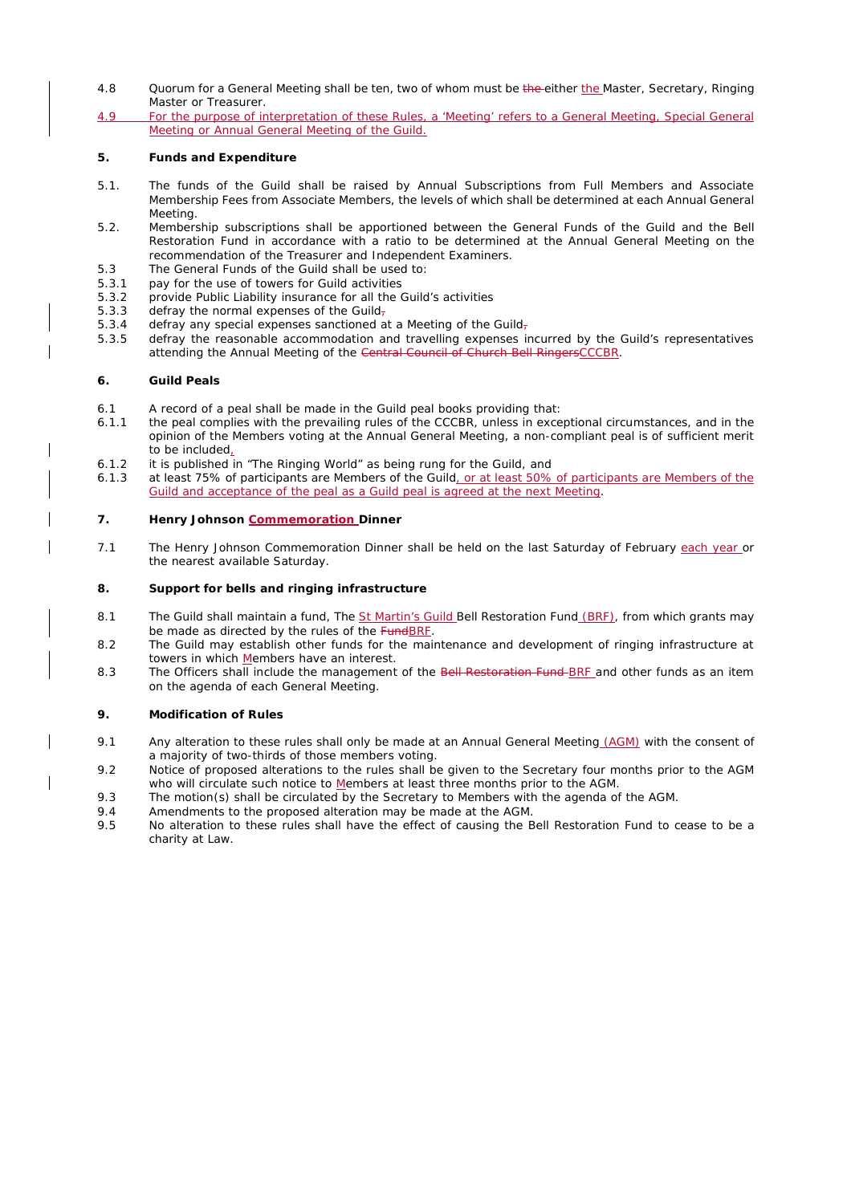4.8 Quorum for a General Meeting shall be ten, two of whom must be ~~the~~ either the Master, Secretary, Ringing Master or Treasurer.

4.9 For the purpose of interpretation of these Rules, a 'Meeting' refers to a General Meeting, Special General Meeting or Annual General Meeting of the Guild.

## 5. Funds and Expenditure

5.1. The funds of the Guild shall be raised by Annual Subscriptions from Full Members and Associate Membership Fees from Associate Members, the levels of which shall be determined at each Annual General Meeting.

5.2. Membership subscriptions shall be apportioned between the General Funds of the Guild and the Bell Restoration Fund in accordance with a ratio to be determined at the Annual General Meeting on the recommendation of the Treasurer and Independent Examiners.

5.3 The General Funds of the Guild shall be used to:

5.3.1 pay for the use of towers for Guild activities

5.3.2 provide Public Liability insurance for all the Guild's activities

5.3.3 defray the normal expenses of the Guild~~,~~

5.3.4 defray any special expenses sanctioned at a Meeting of the Guild~~,~~

5.3.5 defray the reasonable accommodation and travelling expenses incurred by the Guild's representatives attending the Annual Meeting of the ~~Central Council of Church Bell Ringers~~CCCBR.

## 6. Guild Peals

6.1 A record of a peal shall be made in the Guild peal books providing that:

6.1.1 the peal complies with the prevailing rules of the CCCBR, unless in exceptional circumstances, and in the opinion of the Members voting at the Annual General Meeting, a non-compliant peal is of sufficient merit to be included,

6.1.2 it is published in "The Ringing World" as being rung for the Guild, and

6.1.3 at least 75% of participants are Members of the Guild, or at least 50% of participants are Members of the Guild and acceptance of the peal as a Guild peal is agreed at the next Meeting.

## 7. Henry Johnson Commemoration Dinner

7.1 The Henry Johnson Commemoration Dinner shall be held on the last Saturday of February each year or the nearest available Saturday.

## 8. Support for bells and ringing infrastructure

8.1 The Guild shall maintain a fund, The St Martin's Guild Bell Restoration Fund (BRF), from which grants may be made as directed by the rules of the ~~Fund~~BRF.

8.2 The Guild may establish other funds for the maintenance and development of ringing infrastructure at towers in which Members have an interest.

8.3 The Officers shall include the management of the ~~Bell Restoration Fund~~ BRF and other funds as an item on the agenda of each General Meeting.

## 9. Modification of Rules

9.1 Any alteration to these rules shall only be made at an Annual General Meeting (AGM) with the consent of a majority of two-thirds of those members voting.

9.2 Notice of proposed alterations to the rules shall be given to the Secretary four months prior to the AGM who will circulate such notice to Members at least three months prior to the AGM.

9.3 The motion(s) shall be circulated by the Secretary to Members with the agenda of the AGM.

9.4 Amendments to the proposed alteration may be made at the AGM.

9.5 No alteration to these rules shall have the effect of causing the Bell Restoration Fund to cease to be a charity at Law.